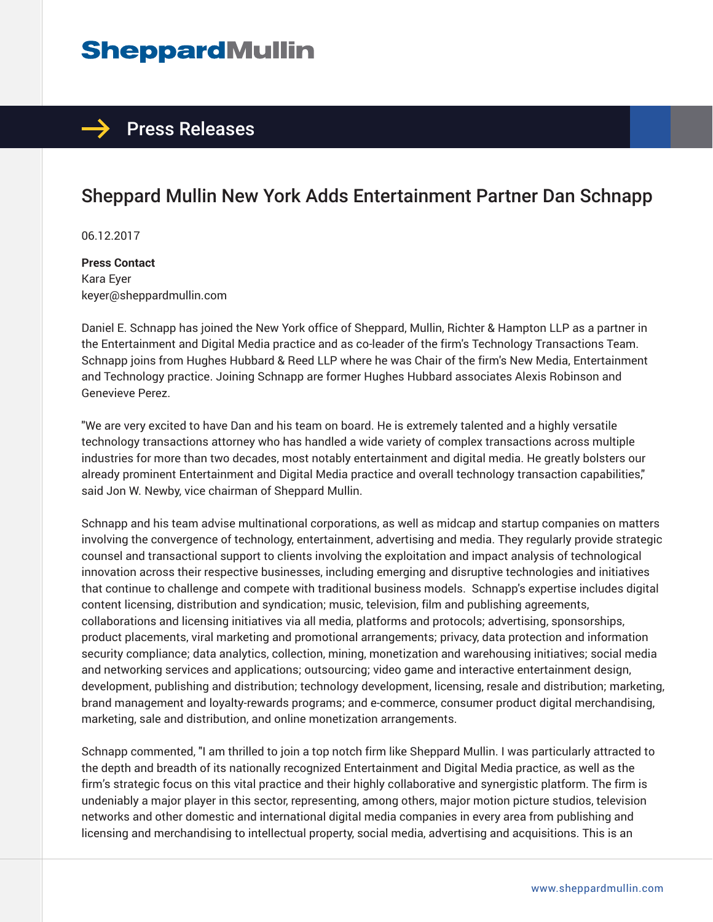# Sheppard Mullin

## Press Releases

## Sheppard Mullin New York Adds Entertainment Partner Dan Schnapp

06.12.2017

**Press Contact**
Kara Eyer
keyer@sheppardmullin.com

Daniel E. Schnapp has joined the New York office of Sheppard, Mullin, Richter & Hampton LLP as a partner in the Entertainment and Digital Media practice and as co-leader of the firm's Technology Transactions Team. Schnapp joins from Hughes Hubbard & Reed LLP where he was Chair of the firm's New Media, Entertainment and Technology practice. Joining Schnapp are former Hughes Hubbard associates Alexis Robinson and Genevieve Perez.

"We are very excited to have Dan and his team on board. He is extremely talented and a highly versatile technology transactions attorney who has handled a wide variety of complex transactions across multiple industries for more than two decades, most notably entertainment and digital media. He greatly bolsters our already prominent Entertainment and Digital Media practice and overall technology transaction capabilities," said Jon W. Newby, vice chairman of Sheppard Mullin.

Schnapp and his team advise multinational corporations, as well as midcap and startup companies on matters involving the convergence of technology, entertainment, advertising and media. They regularly provide strategic counsel and transactional support to clients involving the exploitation and impact analysis of technological innovation across their respective businesses, including emerging and disruptive technologies and initiatives that continue to challenge and compete with traditional business models. Schnapp's expertise includes digital content licensing, distribution and syndication; music, television, film and publishing agreements, collaborations and licensing initiatives via all media, platforms and protocols; advertising, sponsorships, product placements, viral marketing and promotional arrangements; privacy, data protection and information security compliance; data analytics, collection, mining, monetization and warehousing initiatives; social media and networking services and applications; outsourcing; video game and interactive entertainment design, development, publishing and distribution; technology development, licensing, resale and distribution; marketing, brand management and loyalty-rewards programs; and e-commerce, consumer product digital merchandising, marketing, sale and distribution, and online monetization arrangements.

Schnapp commented, "I am thrilled to join a top notch firm like Sheppard Mullin. I was particularly attracted to the depth and breadth of its nationally recognized Entertainment and Digital Media practice, as well as the firm's strategic focus on this vital practice and their highly collaborative and synergistic platform. The firm is undeniably a major player in this sector, representing, among others, major motion picture studios, television networks and other domestic and international digital media companies in every area from publishing and licensing and merchandising to intellectual property, social media, advertising and acquisitions. This is an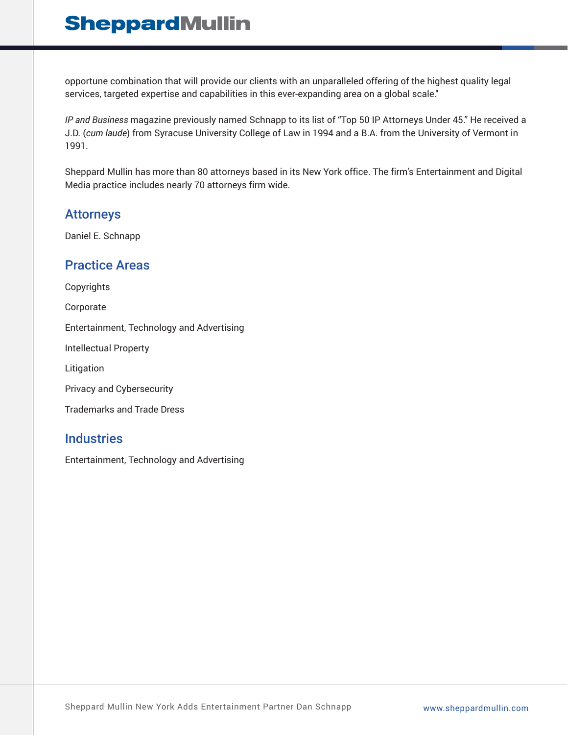opportune combination that will provide our clients with an unparalleled offering of the highest quality legal services, targeted expertise and capabilities in this ever-expanding area on a global scale."

*IP and Business* magazine previously named Schnapp to its list of "Top 50 IP Attorneys Under 45." He received a J.D. (*cum laude*) from Syracuse University College of Law in 1994 and a B.A. from the University of Vermont in 1991.

Sheppard Mullin has more than 80 attorneys based in its New York office. The firm's Entertainment and Digital Media practice includes nearly 70 attorneys firm wide.

## Attorneys

Daniel E. Schnapp

## Practice Areas

Copyrights

Corporate

Entertainment, Technology and Advertising

Intellectual Property

Litigation

Privacy and Cybersecurity

Trademarks and Trade Dress

## Industries

Entertainment, Technology and Advertising